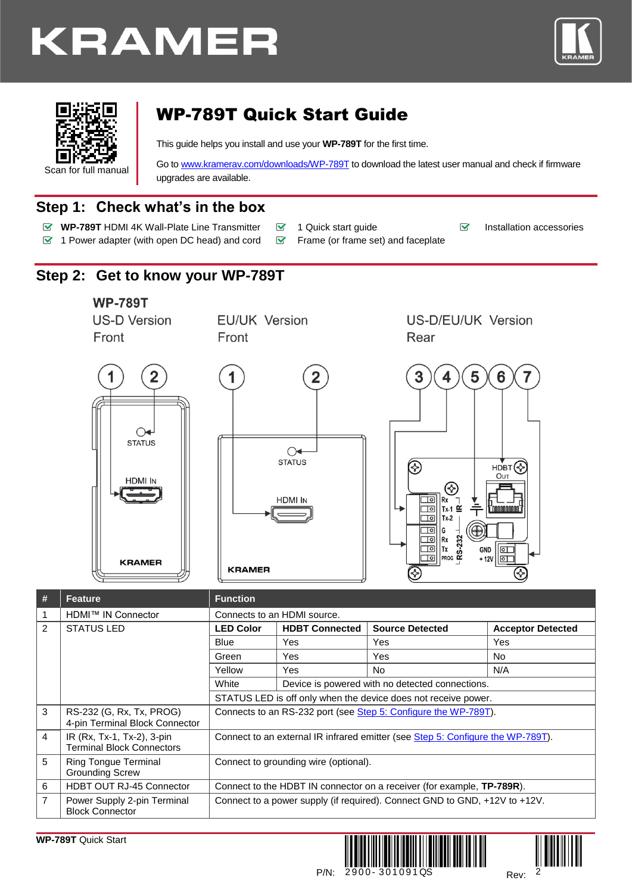KRAMER

Scan for full manual

# WP-789T Quick Start Guide

This guide helps you install and use your **WP-789T** for the first time.

Go to www.kramerav.com/downloads/WP-789T to download the latest user manual and check if firmware upgrades are available.

## Step 1: Check what's in the box

- ☑ **WP-789T** HDMI 4K Wall-Plate Line Transmitter
- ☑ 1 Power adapter (with open DC head) and cord
- ☑ 1 Quick start guide
- ☑ Frame (or frame set) and faceplate
- ☑ Installation accessories

## Step 2: Get to know your WP-789T

WP-789T

US-D Version Front — EU/UK Version Front — US-D/EU/UK Version Rear

| # | Feature | Function | | | |
|---|---|---|---|---|---|
| 1 | HDMI™ IN Connector | Connects to an HDMI source. | | | |
| 2 | STATUS LED | **LED Color** | **HDBT Connected** | **Source Detected** | **Acceptor Detected** |
| | | Blue | Yes | Yes | Yes |
| | | Green | Yes | Yes | No |
| | | Yellow | Yes | No | N/A |
| | | White | Device is powered with no detected connections. | | |
| | | STATUS LED is off only when the device does not receive power. | | | |
| 3 | RS-232 (G, Rx, Tx, PROG) 4-pin Terminal Block Connector | Connects to an RS-232 port (see Step 5: Configure the WP-789T). | | | |
| 4 | IR (Rx, Tx-1, Tx-2), 3-pin Terminal Block Connectors | Connect to an external IR infrared emitter (see Step 5: Configure the WP-789T). | | | |
| 5 | Ring Tongue Terminal Grounding Screw | Connect to grounding wire (optional). | | | |
| 6 | HDBT OUT RJ-45 Connector | Connect to the HDBT IN connector on a receiver (for example, **TP-789R**). | | | |
| 7 | Power Supply 2-pin Terminal Block Connector | Connect to a power supply (if required). Connect GND to GND, +12V to +12V. | | | |

**WP-789T** Quick Start

P/N: 2900-301091QS Rev: 2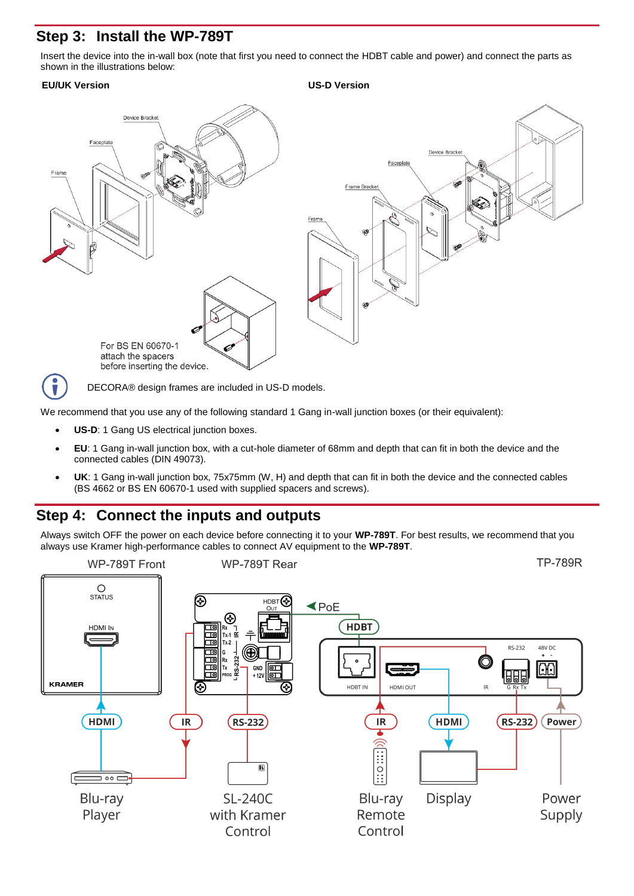## Step 3: Install the WP-789T

Insert the device into the in-wall box (note that first you need to connect the HDBT cable and power) and connect the parts as shown in the illustrations below:

**EU/UK Version**

**US-D Version**

DECORA® design frames are included in US-D models.

We recommend that you use any of the following standard 1 Gang in-wall junction boxes (or their equivalent):

- **US-D**: 1 Gang US electrical junction boxes.
- **EU**: 1 Gang in-wall junction box, with a cut-hole diameter of 68mm and depth that can fit in both the device and the connected cables (DIN 49073).
- **UK**: 1 Gang in-wall junction box, 75x75mm (W, H) and depth that can fit in both the device and the connected cables (BS 4662 or BS EN 60670-1 used with supplied spacers and screws).

## Step 4: Connect the inputs and outputs

Always switch OFF the power on each device before connecting it to your **WP-789T**. For best results, we recommend that you always use Kramer high-performance cables to connect AV equipment to the **WP-789T**.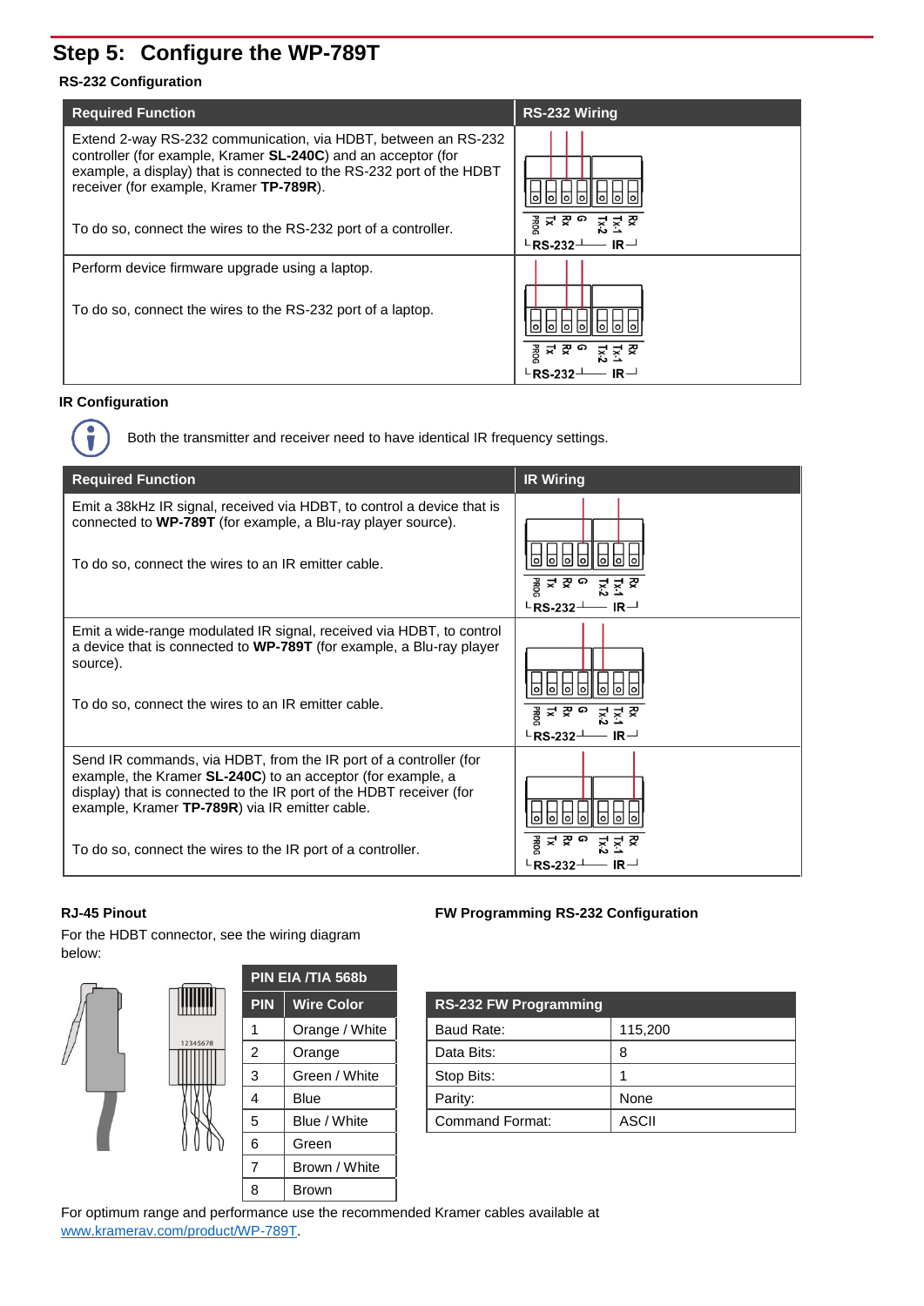## Step 5: Configure the WP-789T

### RS-232 Configuration

| Required Function | RS-232 Wiring |
|---|---|
| Extend 2-way RS-232 communication, via HDBT, between an RS-232 controller (for example, Kramer **SL-240C**) and an acceptor (for example, a display) that is connected to the RS-232 port of the HDBT receiver (for example, Kramer **TP-789R**).<br><br>To do so, connect the wires to the RS-232 port of a controller. | PROG Tx Rx G Tx2 Tx1 Rx<br>RS-232 IR |
| Perform device firmware upgrade using a laptop.<br><br>To do so, connect the wires to the RS-232 port of a laptop. | PROG Tx Rx G Tx2 Tx1 Rx<br>RS-232 IR |

### IR Configuration

Both the transmitter and receiver need to have identical IR frequency settings.

| Required Function | IR Wiring |
|---|---|
| Emit a 38kHz IR signal, received via HDBT, to control a device that is connected to **WP-789T** (for example, a Blu-ray player source).<br><br>To do so, connect the wires to an IR emitter cable. | PROG Tx Rx G Tx2 Tx1 Rx<br>RS-232 IR |
| Emit a wide-range modulated IR signal, received via HDBT, to control a device that is connected to **WP-789T** (for example, a Blu-ray player source).<br><br>To do so, connect the wires to an IR emitter cable. | PROG Tx Rx G Tx2 Tx1 Rx<br>RS-232 IR |
| Send IR commands, via HDBT, from the IR port of a controller (for example, the Kramer **SL-240C**) to an acceptor (for example, a display) that is connected to the IR port of the HDBT receiver (for example, Kramer **TP-789R**) via IR emitter cable.<br><br>To do so, connect the wires to the IR port of a controller. | PROG Tx Rx G Tx2 Tx1 Rx<br>RS-232 IR |

### RJ-45 Pinout

For the HDBT connector, see the wiring diagram below:

| PIN EIA /TIA 568b | |
|---|---|
| **PIN** | **Wire Color** |
| 1 | Orange / White |
| 2 | Orange |
| 3 | Green / White |
| 4 | Blue |
| 5 | Blue / White |
| 6 | Green |
| 7 | Brown / White |
| 8 | Brown |

### FW Programming RS-232 Configuration

| RS-232 FW Programming | |
|---|---|
| Baud Rate: | 115,200 |
| Data Bits: | 8 |
| Stop Bits: | 1 |
| Parity: | None |
| Command Format: | ASCII |

For optimum range and performance use the recommended Kramer cables available at www.kramerav.com/product/WP-789T.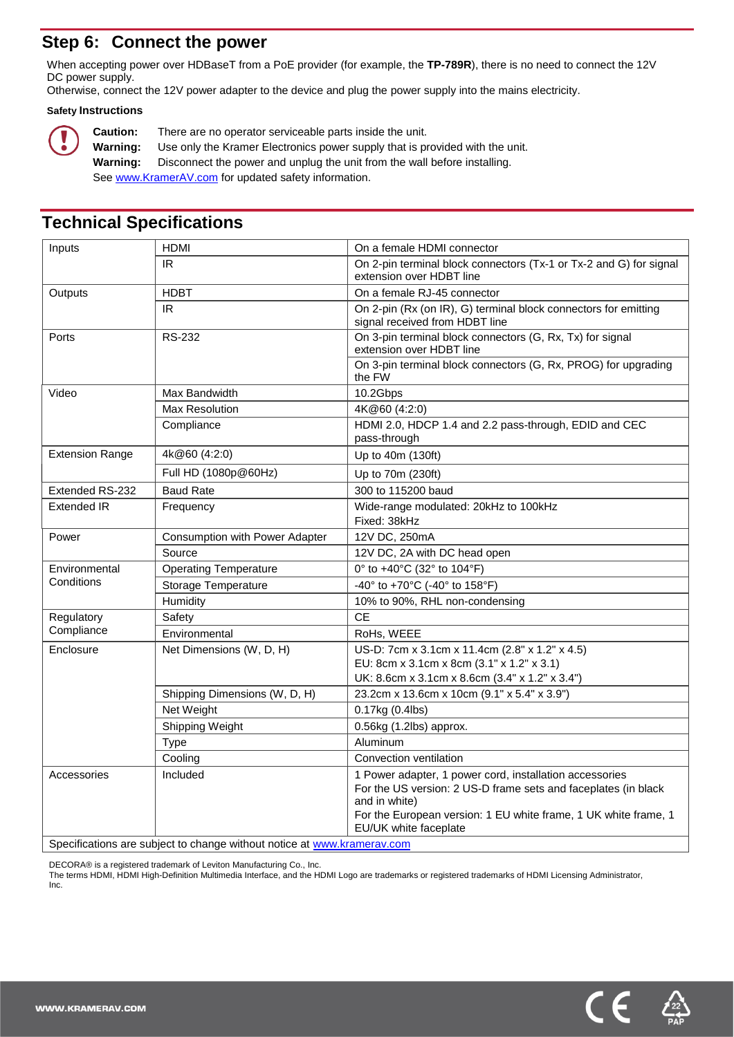## Step 6: Connect the power

When accepting power over HDBaseT from a PoE provider (for example, the **TP-789R**), there is no need to connect the 12V DC power supply.
Otherwise, connect the 12V power adapter to the device and plug the power supply into the mains electricity.

**Safety Instructions**

**Caution:** There are no operator serviceable parts inside the unit.
**Warning:** Use only the Kramer Electronics power supply that is provided with the unit.
**Warning:** Disconnect the power and unplug the unit from the wall before installing.
See www.KramerAV.com for updated safety information.

## Technical Specifications

| | | |
|---|---|---|
| Inputs | HDMI | On a female HDMI connector |
| | IR | On 2-pin terminal block connectors (Tx-1 or Tx-2 and G) for signal extension over HDBT line |
| Outputs | HDBT | On a female RJ-45 connector |
| | IR | On 2-pin (Rx (on IR), G) terminal block connectors for emitting signal received from HDBT line |
| Ports | RS-232 | On 3-pin terminal block connectors (G, Rx, Tx) for signal extension over HDBT line |
| | | On 3-pin terminal block connectors (G, Rx, PROG) for upgrading the FW |
| Video | Max Bandwidth | 10.2Gbps |
| | Max Resolution | 4K@60 (4:2:0) |
| | Compliance | HDMI 2.0, HDCP 1.4 and 2.2 pass-through, EDID and CEC pass-through |
| Extension Range | 4k@60 (4:2:0) | Up to 40m (130ft) |
| | Full HD (1080p@60Hz) | Up to 70m (230ft) |
| Extended RS-232 | Baud Rate | 300 to 115200 baud |
| Extended IR | Frequency | Wide-range modulated: 20kHz to 100kHz<br>Fixed: 38kHz |
| Power | Consumption with Power Adapter | 12V DC, 250mA |
| | Source | 12V DC, 2A with DC head open |
| Environmental Conditions | Operating Temperature | 0° to +40°C (32° to 104°F) |
| | Storage Temperature | -40° to +70°C (-40° to 158°F) |
| | Humidity | 10% to 90%, RHL non-condensing |
| Regulatory Compliance | Safety | CE |
| | Environmental | RoHs, WEEE |
| Enclosure | Net Dimensions (W, D, H) | US-D: 7cm x 3.1cm x 11.4cm (2.8" x 1.2" x 4.5)<br>EU: 8cm x 3.1cm x 8cm (3.1" x 1.2" x 3.1)<br>UK: 8.6cm x 3.1cm x 8.6cm (3.4" x 1.2" x 3.4") |
| | Shipping Dimensions (W, D, H) | 23.2cm x 13.6cm x 10cm (9.1" x 5.4" x 3.9") |
| | Net Weight | 0.17kg (0.4lbs) |
| | Shipping Weight | 0.56kg (1.2lbs) approx. |
| | Type | Aluminum |
| | Cooling | Convection ventilation |
| Accessories | Included | 1 Power adapter, 1 power cord, installation accessories<br>For the US version: 2 US-D frame sets and faceplates (in black and in white)<br>For the European version: 1 EU white frame, 1 UK white frame, 1 EU/UK white faceplate |
| Specifications are subject to change without notice at www.kramerav.com | | |

DECORA® is a registered trademark of Leviton Manufacturing Co., Inc.
The terms HDMI, HDMI High-Definition Multimedia Interface, and the HDMI Logo are trademarks or registered trademarks of HDMI Licensing Administrator, Inc.